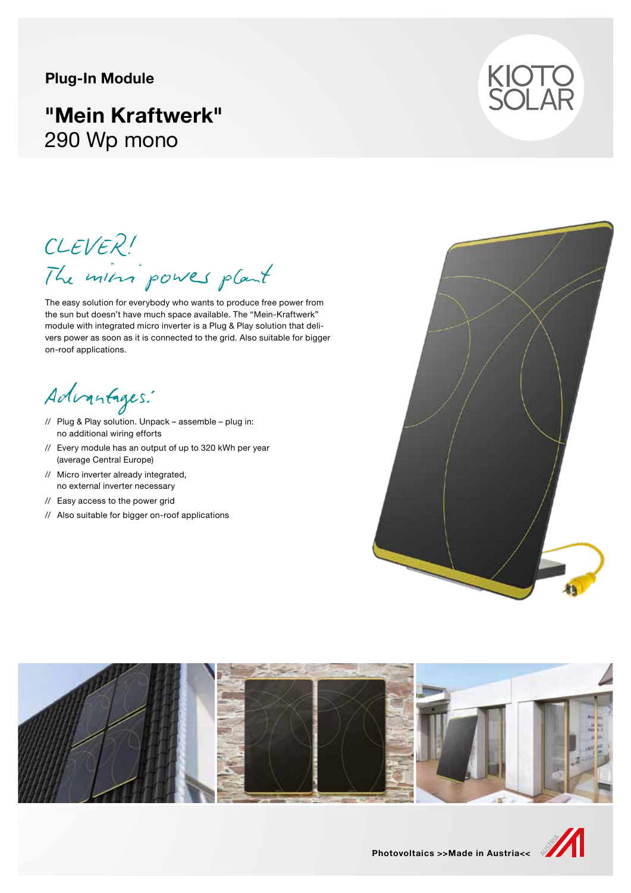**Plug-In Module**

# "Mein Kraftwerk"
290 Wp mono

KIOTO SOLAR

## CLEVER! The mini power plant

The easy solution for everybody who wants to produce free power from the sun but doesn't have much space available. The "Mein-Kraftwerk" module with integrated micro inverter is a Plug & Play solution that delivers power as soon as it is connected to the grid. Also suitable for bigger on-roof applications.

## Advantages:

// Plug & Play solution. Unpack – assemble – plug in: no additional wiring efforts

// Every module has an output of up to 320 kWh per year (average Central Europe)

// Micro inverter already integrated, no external inverter necessary

// Easy access to the power grid

// Also suitable for bigger on-roof applications

**Photovoltaics >>Made in Austria<<**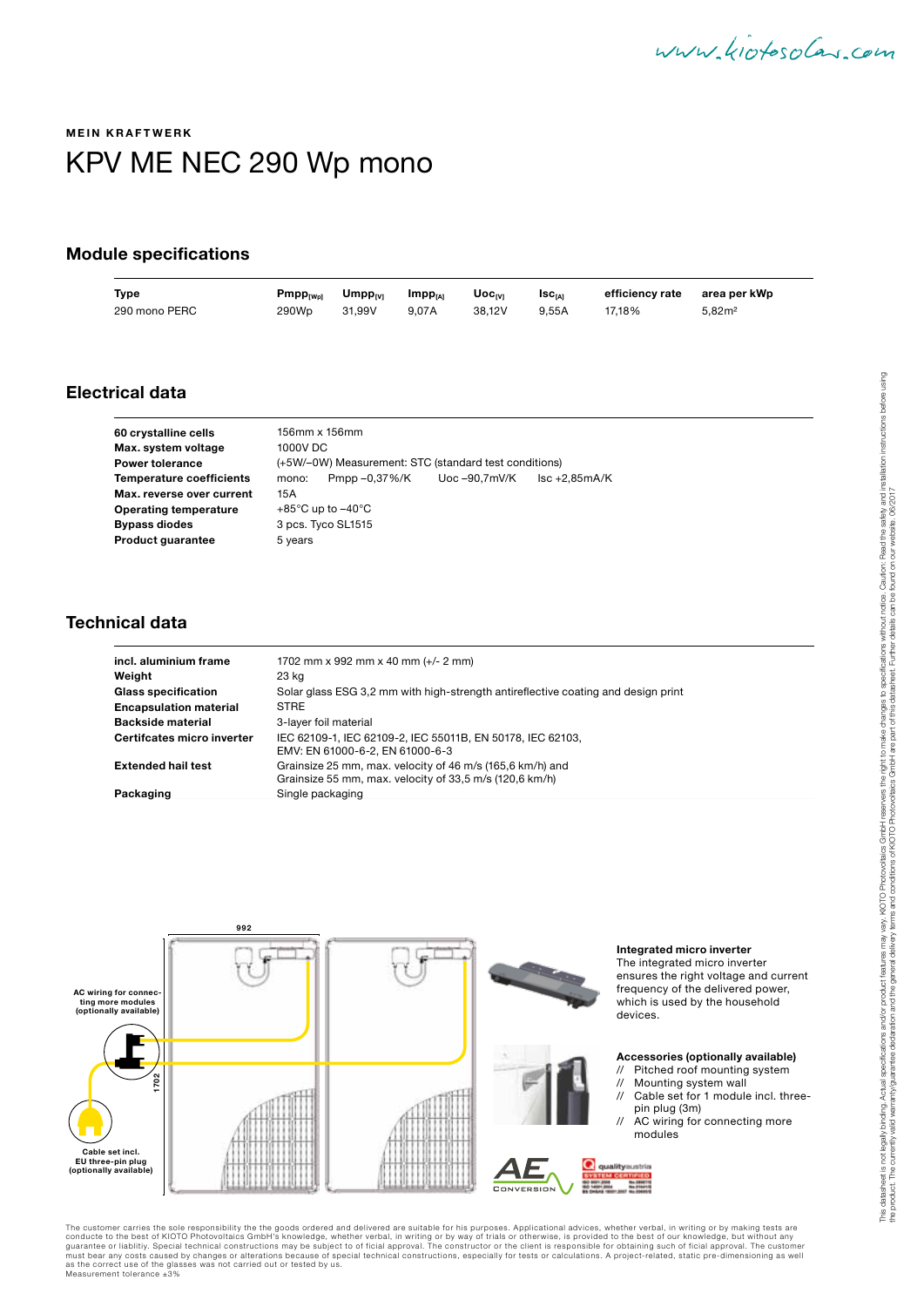www.kiotosolar.com

**MEIN KRAFTWERK**

# KPV ME NEC 290 Wp mono

## Module specifications

| Type | $Pmpp_{[Wp]}$ | $Umpp_{[V]}$ | $Impp_{[A]}$ | $Uoc_{[V]}$ | $Isc_{[A]}$ | efficiency rate | area per kWp |
|---|---|---|---|---|---|---|---|
| 290 mono PERC | 290Wp | 31,99V | 9,07A | 38,12V | 9,55A | 17,18% | 5,82m² |

## Electrical data

| | |
|---|---|
| **60 crystalline cells** | 156mm x 156mm |
| **Max. system voltage** | 1000V DC |
| **Power tolerance** | (+5W/–0W) Measurement: STC (standard test conditions) |
| **Temperature coefficients** | mono: Pmpp –0,37%/K Uoc –90,7mV/K Isc +2,85mA/K |
| **Max. reverse over current** | 15A |
| **Operating temperature** | +85°C up to –40°C |
| **Bypass diodes** | 3 pcs. Tyco SL1515 |
| **Product guarantee** | 5 years |

## Technical data

| | |
|---|---|
| **incl. aluminium frame** | 1702 mm x 992 mm x 40 mm (+/- 2 mm) |
| **Weight** | 23 kg |
| **Glass specification** | Solar glass ESG 3,2 mm with high-strength antireflective coating and design print |
| **Encapsulation material** | STRE |
| **Backside material** | 3-layer foil material |
| **Certifcates micro inverter** | IEC 62109-1, IEC 62109-2, IEC 55011B, EN 50178, IEC 62103, EMV: EN 61000-6-2, EN 61000-6-3 |
| **Extended hail test** | Grainsize 25 mm, max. velocity of 46 m/s (165,6 km/h) and Grainsize 55 mm, max. velocity of 33,5 m/s (120,6 km/h) |
| **Packaging** | Single packaging |

992

1702

AC wiring for connecting more modules (optionally available)

Cable set incl. EU three-pin plug (optionally available)

**Integrated micro inverter**
The integrated micro inverter ensures the right voltage and current frequency of the delivered power, which is used by the household devices.

**Accessories (optionally available)**
// Pitched roof mounting system
// Mounting system wall
// Cable set for 1 module incl. three-pin plug (3m)
// AC wiring for connecting more modules

This datasheet is not legally binding. Actual specifications and/or product features may vary. KIOTO Photovoltaics GmbH reserves the right to make changes to specifications without notice. Caution: Read the safety and installation instructions before using the product. The currently valid warranty/guarantee declaration and the general delivery terms and conditions of KIOTO Photovoltaics GmbH are part of this datasheet. Further details can be found on our website. 06/2017

The customer carries the sole responsibility the the goods ordered and delivered are suitable for his purposes. Applicational advices, whether verbal, in writing or by making tests are conducte to the best of KIOTO Photovoltaics GmbH's knowledge, whether verbal, in writing or by way of trials or otherwise, is provided to the best of our knowledge, but without any guarantee or liablitiy. Special technical constructions may be subject to of ficial approval. The constructor or the client is responsible for obtaining such of ficial approval. The customer must bear any costs caused by changes or alterations because of special technical constructions, especially for tests or calculations. A project-related, static pre-dimensioning as well as the correct use of the glasses was not carried out or tested by us.
Measurement tolerance ±3%